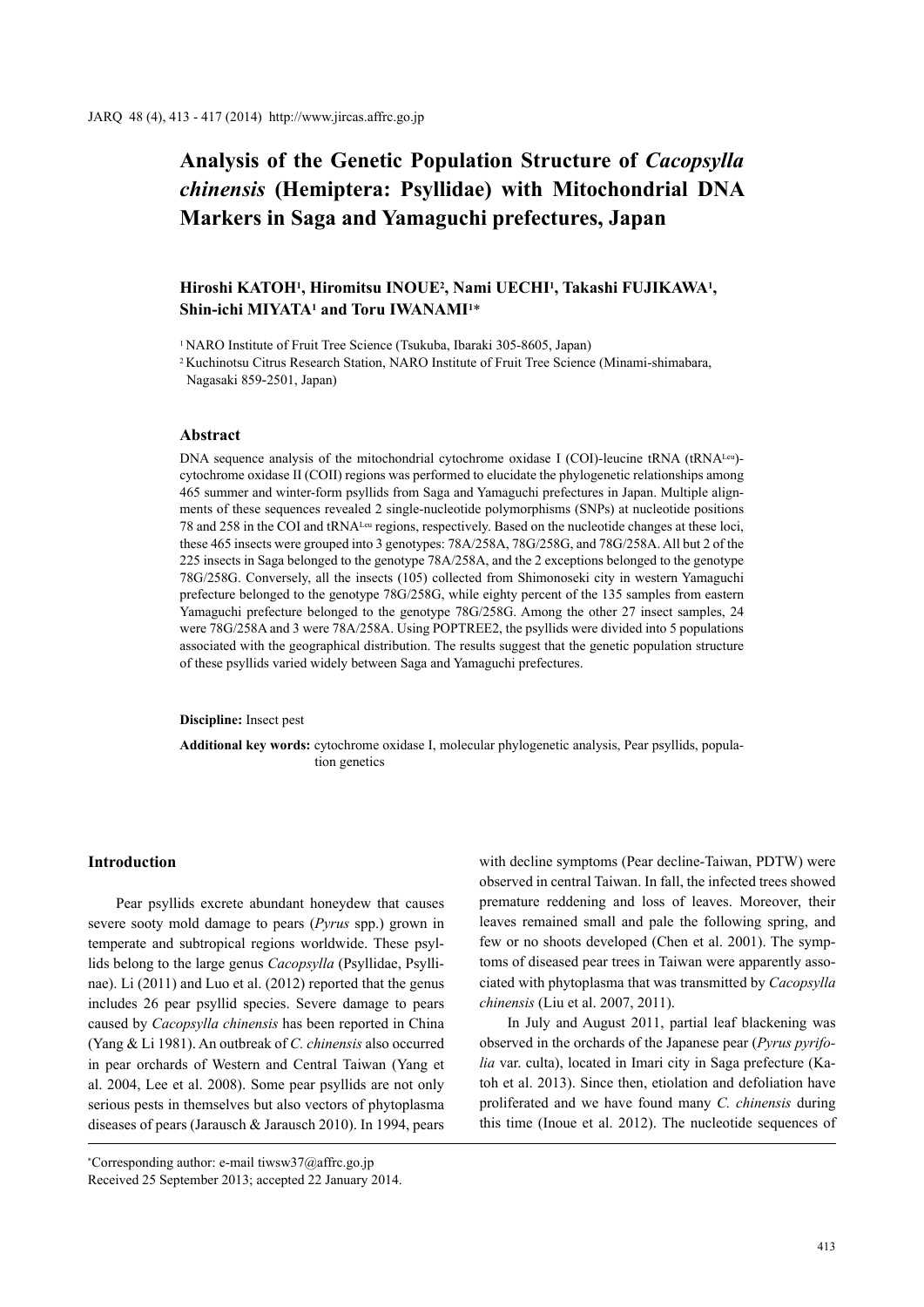# Analysis of the Genetic Population Structure of *Cacopsylla chinensis* (Hemiptera: Psyllidae) with Mitochondrial DNA Markers in Saga and Yamaguchi prefectures, Japan

**Hiroshi KATOH[1], Hiromitsu INOUE[2], Nami UECHI[1], Takashi FUJIKAWA[1], Shin-ichi MIYATA[1] and Toru IWANAMI[1]***

[1] NARO Institute of Fruit Tree Science (Tsukuba, Ibaraki 305-8605, Japan)

[2] Kuchinotsu Citrus Research Station, NARO Institute of Fruit Tree Science (Minami-shimabara, Nagasaki 859-2501, Japan)

### Abstract

DNA sequence analysis of the mitochondrial cytochrome oxidase I (COI)-leucine tRNA (tRNA$^{Leu}$)-cytochrome oxidase II (COII) regions was performed to elucidate the phylogenetic relationships among 465 summer and winter-form psyllids from Saga and Yamaguchi prefectures in Japan. Multiple alignments of these sequences revealed 2 single-nucleotide polymorphisms (SNPs) at nucleotide positions 78 and 258 in the COI and tRNA$^{Leu}$ regions, respectively. Based on the nucleotide changes at these loci, these 465 insects were grouped into 3 genotypes: 78A/258A, 78G/258G, and 78G/258A. All but 2 of the 225 insects in Saga belonged to the genotype 78A/258A, and the 2 exceptions belonged to the genotype 78G/258G. Conversely, all the insects (105) collected from Shimonoseki city in western Yamaguchi prefecture belonged to the genotype 78G/258G, while eighty percent of the 135 samples from eastern Yamaguchi prefecture belonged to the genotype 78G/258G. Among the other 27 insect samples, 24 were 78G/258A and 3 were 78A/258A. Using POPTREE2, the psyllids were divided into 5 populations associated with the geographical distribution. The results suggest that the genetic population structure of these psyllids varied widely between Saga and Yamaguchi prefectures.

**Discipline:** Insect pest

**Additional key words:** cytochrome oxidase I, molecular phylogenetic analysis, Pear psyllids, population genetics

## Introduction

Pear psyllids excrete abundant honeydew that causes severe sooty mold damage to pears (*Pyrus* spp.) grown in temperate and subtropical regions worldwide. These psyllids belong to the large genus *Cacopsylla* (Psyllidae, Psyllinae). Li (2011) and Luo et al. (2012) reported that the genus includes 26 pear psyllid species. Severe damage to pears caused by *Cacopsylla chinensis* has been reported in China (Yang & Li 1981). An outbreak of *C. chinensis* also occurred in pear orchards of Western and Central Taiwan (Yang et al. 2004, Lee et al. 2008). Some pear psyllids are not only serious pests in themselves but also vectors of phytoplasma diseases of pears (Jarausch & Jarausch 2010). In 1994, pears with decline symptoms (Pear decline-Taiwan, PDTW) were observed in central Taiwan. In fall, the infected trees showed premature reddening and loss of leaves. Moreover, their leaves remained small and pale the following spring, and few or no shoots developed (Chen et al. 2001). The symptoms of diseased pear trees in Taiwan were apparently associated with phytoplasma that was transmitted by *Cacopsylla chinensis* (Liu et al. 2007, 2011).

In July and August 2011, partial leaf blackening was observed in the orchards of the Japanese pear (*Pyrus pyrifolia* var. culta), located in Imari city in Saga prefecture (Katoh et al. 2013). Since then, etiolation and defoliation have proliferated and we have found many *C. chinensis* during this time (Inoue et al. 2012). The nucleotide sequences of

*Corresponding author: e-mail tiwsw37@affrc.go.jp

Received 25 September 2013; accepted 22 January 2014.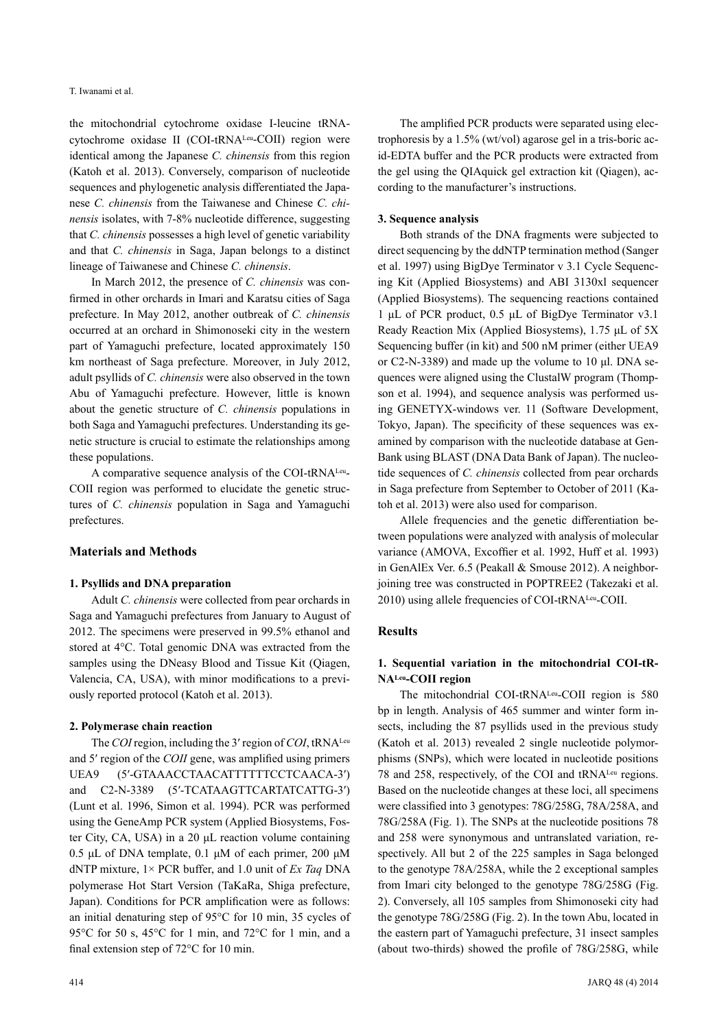the mitochondrial cytochrome oxidase I-leucine tRNA-cytochrome oxidase II (COI-tRNA$^{Leu}$-COII) region were identical among the Japanese *C. chinensis* from this region (Katoh et al. 2013). Conversely, comparison of nucleotide sequences and phylogenetic analysis differentiated the Japanese *C. chinensis* from the Taiwanese and Chinese *C. chinensis* isolates, with 7-8% nucleotide difference, suggesting that *C. chinensis* possesses a high level of genetic variability and that *C. chinensis* in Saga, Japan belongs to a distinct lineage of Taiwanese and Chinese *C. chinensis*.

In March 2012, the presence of *C. chinensis* was confirmed in other orchards in Imari and Karatsu cities of Saga prefecture. In May 2012, another outbreak of *C. chinensis* occurred at an orchard in Shimonoseki city in the western part of Yamaguchi prefecture, located approximately 150 km northeast of Saga prefecture. Moreover, in July 2012, adult psyllids of *C. chinensis* were also observed in the town Abu of Yamaguchi prefecture. However, little is known about the genetic structure of *C. chinensis* populations in both Saga and Yamaguchi prefectures. Understanding its genetic structure is crucial to estimate the relationships among these populations.

A comparative sequence analysis of the COI-tRNA$^{Leu}$-COII region was performed to elucidate the genetic structures of *C. chinensis* population in Saga and Yamaguchi prefectures.

## Materials and Methods

### 1. Psyllids and DNA preparation

Adult *C. chinensis* were collected from pear orchards in Saga and Yamaguchi prefectures from January to August of 2012. The specimens were preserved in 99.5% ethanol and stored at 4°C. Total genomic DNA was extracted from the samples using the DNeasy Blood and Tissue Kit (Qiagen, Valencia, CA, USA), with minor modifications to a previously reported protocol (Katoh et al. 2013).

### 2. Polymerase chain reaction

The *COI* region, including the 3′ region of *COI*, tRNA$^{Leu}$ and 5′ region of the *COII* gene, was amplified using primers UEA9 (5′-GTAAACCTAACATTTTTTCCTCAACA-3′) and C2-N-3389 (5′-TCATAAGTTCARTATCATTG-3′) (Lunt et al. 1996, Simon et al. 1994). PCR was performed using the GeneAmp PCR system (Applied Biosystems, Foster City, CA, USA) in a 20 µL reaction volume containing 0.5 µL of DNA template, 0.1 µM of each primer, 200 µM dNTP mixture, 1× PCR buffer, and 1.0 unit of *Ex Taq* DNA polymerase Hot Start Version (TaKaRa, Shiga prefecture, Japan). Conditions for PCR amplification were as follows: an initial denaturing step of 95°C for 10 min, 35 cycles of 95°C for 50 s, 45°C for 1 min, and 72°C for 1 min, and a final extension step of 72°C for 10 min.

The amplified PCR products were separated using electrophoresis by a 1.5% (wt/vol) agarose gel in a tris-boric acid-EDTA buffer and the PCR products were extracted from the gel using the QIAquick gel extraction kit (Qiagen), according to the manufacturer's instructions.

### 3. Sequence analysis

Both strands of the DNA fragments were subjected to direct sequencing by the ddNTP termination method (Sanger et al. 1997) using BigDye Terminator v 3.1 Cycle Sequencing Kit (Applied Biosystems) and ABI 3130xl sequencer (Applied Biosystems). The sequencing reactions contained 1 µL of PCR product, 0.5 µL of BigDye Terminator v3.1 Ready Reaction Mix (Applied Biosystems), 1.75 µL of 5X Sequencing buffer (in kit) and 500 nM primer (either UEA9 or C2-N-3389) and made up the volume to 10 µl. DNA sequences were aligned using the ClustalW program (Thompson et al. 1994), and sequence analysis was performed using GENETYX-windows ver. 11 (Software Development, Tokyo, Japan). The specificity of these sequences was examined by comparison with the nucleotide database at GenBank using BLAST (DNA Data Bank of Japan). The nucleotide sequences of *C. chinensis* collected from pear orchards in Saga prefecture from September to October of 2011 (Katoh et al. 2013) were also used for comparison.

Allele frequencies and the genetic differentiation between populations were analyzed with analysis of molecular variance (AMOVA, Excoffier et al. 1992, Huff et al. 1993) in GenAlEx Ver. 6.5 (Peakall & Smouse 2012). A neighbor-joining tree was constructed in POPTREE2 (Takezaki et al. 2010) using allele frequencies of COI-tRNA$^{Leu}$-COII.

## Results

### 1. Sequential variation in the mitochondrial COI-tRNA$^{Leu}$-COII region

The mitochondrial COI-tRNA$^{Leu}$-COII region is 580 bp in length. Analysis of 465 summer and winter form insects, including the 87 psyllids used in the previous study (Katoh et al. 2013) revealed 2 single nucleotide polymorphisms (SNPs), which were located in nucleotide positions 78 and 258, respectively, of the COI and tRNA$^{Leu}$ regions. Based on the nucleotide changes at these loci, all specimens were classified into 3 genotypes: 78G/258G, 78A/258A, and 78G/258A (Fig. 1). The SNPs at the nucleotide positions 78 and 258 were synonymous and untranslated variation, respectively. All but 2 of the 225 samples in Saga belonged to the genotype 78A/258A, while the 2 exceptional samples from Imari city belonged to the genotype 78G/258G (Fig. 2). Conversely, all 105 samples from Shimonoseki city had the genotype 78G/258G (Fig. 2). In the town Abu, located in the eastern part of Yamaguchi prefecture, 31 insect samples (about two-thirds) showed the profile of 78G/258G, while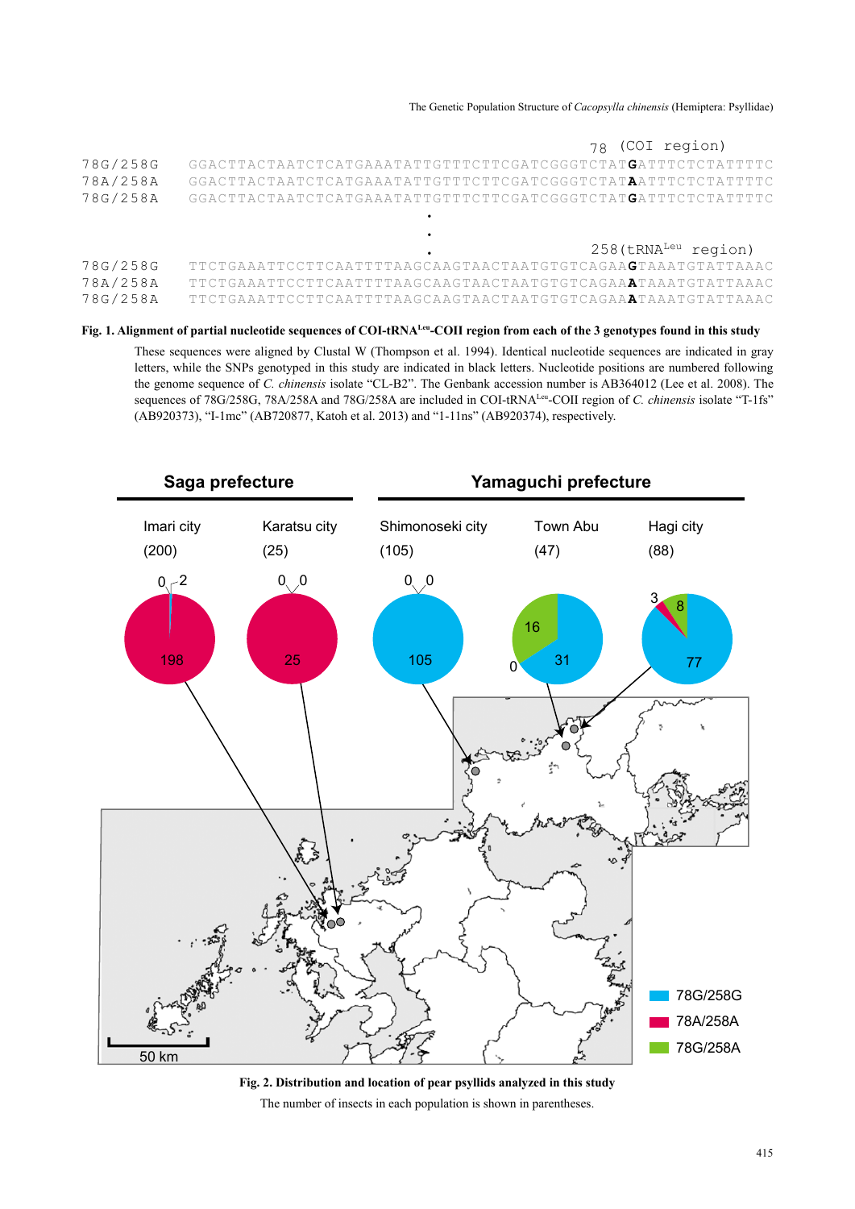```
                                                               78  (COI region)
78G/258G   GGACTTACTAATCTCATGAAATATTGTTTCTTCGATCGGGTCTATGATTTCTCTATTTTC
78A/258A   GGACTTACTAATCTCATGAAATATTGTTTCTTCGATCGGGTCTATAATTTCTCTATTTTC
78G/258A   GGACTTACTAATCTCATGAAATATTGTTTCTTCGATCGGGTCTATGATTTCTCTATTTTC
                                          .
                                          .
                                          .                    258(tRNALeu region)
78G/258G   TTCTGAAATTCCTTCAATTTTAAGCAAGTAACTAATGTGTCAGAAGTAAATGTATTAAAC
78A/258A   TTCTGAAATTCCTTCAATTTTAAGCAAGTAACTAATGTGTCAGAAATAAATGTATTAAAC
78G/258A   TTCTGAAATTCCTTCAATTTTAAGCAAGTAACTAATGTGTCAGAAATAAATGTATTAAAC
```

**Fig. 1. Alignment of partial nucleotide sequences of COI-tRNA$^{Leu}$-COII region from each of the 3 genotypes found in this study**

These sequences were aligned by Clustal W (Thompson et al. 1994). Identical nucleotide sequences are indicated in gray letters, while the SNPs genotyped in this study are indicated in black letters. Nucleotide positions are numbered following the genome sequence of *C. chinensis* isolate "CL-B2". The Genbank accession number is AB364012 (Lee et al. 2008). The sequences of 78G/258G, 78A/258A and 78G/258A are included in COI-tRNA$^{Leu}$-COII region of *C. chinensis* isolate "T-1fs" (AB920373), "I-1mc" (AB720877, Katoh et al. 2013) and "1-11ns" (AB920374), respectively.

| | Saga prefecture | | Yamaguchi prefecture | | |
|---|---|---|---|---|---|
| | Imari city (200) | Karatsu city (25) | Shimonoseki city (105) | Town Abu (47) | Hagi city (88) |
| 78G/258G | 2 | 0 | 105 | 31 | 77 |
| 78A/258A | 198 | 25 | 0 | 0 | 3 |
| 78G/258A | 0 | 0 | 0 | 16 | 8 |

**Fig. 2. Distribution and location of pear psyllids analyzed in this study**

The number of insects in each population is shown in parentheses.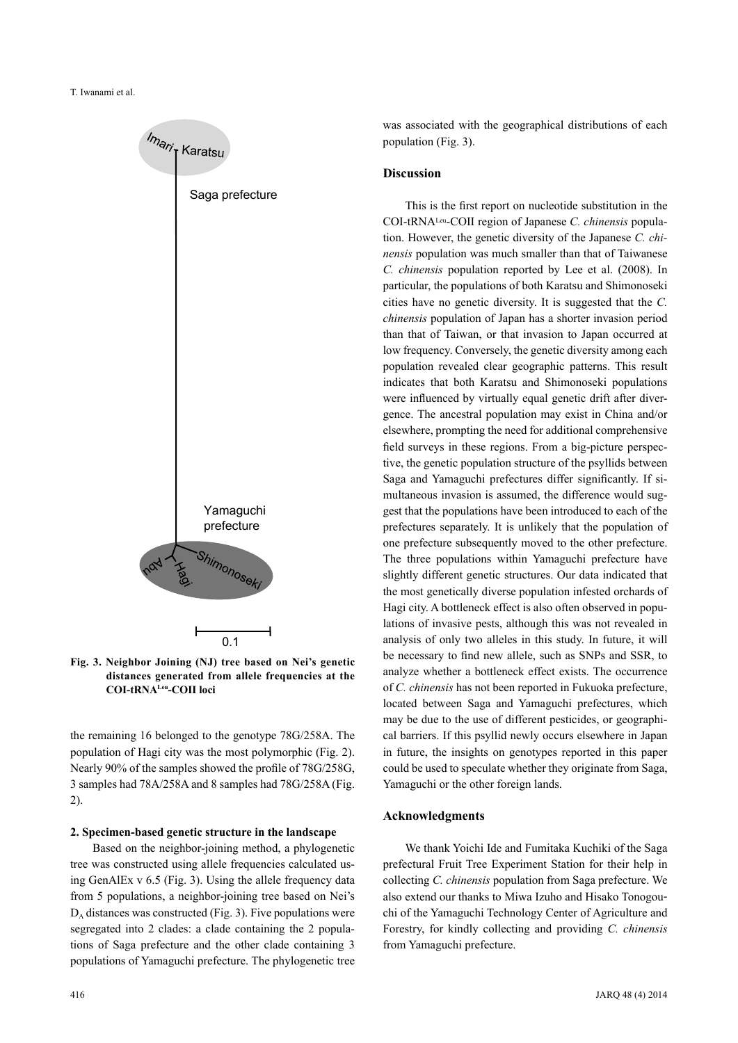Imari Karatsu

Saga prefecture

Yamaguchi prefecture

Abu Hagi Shimonoseki

0.1

**Fig. 3. Neighbor Joining (NJ) tree based on Nei's genetic distances generated from allele frequencies at the COI-tRNA$^{Leu}$-COII loci**

the remaining 16 belonged to the genotype 78G/258A. The population of Hagi city was the most polymorphic (Fig. 2). Nearly 90% of the samples showed the profile of 78G/258G, 3 samples had 78A/258A and 8 samples had 78G/258A (Fig. 2).

### 2. Specimen-based genetic structure in the landscape

Based on the neighbor-joining method, a phylogenetic tree was constructed using allele frequencies calculated using GenAlEx v 6.5 (Fig. 3). Using the allele frequency data from 5 populations, a neighbor-joining tree based on Nei's $D_A$ distances was constructed (Fig. 3). Five populations were segregated into 2 clades: a clade containing the 2 populations of Saga prefecture and the other clade containing 3 populations of Yamaguchi prefecture. The phylogenetic tree was associated with the geographical distributions of each population (Fig. 3).

## Discussion

This is the first report on nucleotide substitution in the COI-tRNA$^{Leu}$-COII region of Japanese *C. chinensis* population. However, the genetic diversity of the Japanese *C. chinensis* population was much smaller than that of Taiwanese *C. chinensis* population reported by Lee et al. (2008). In particular, the populations of both Karatsu and Shimonoseki cities have no genetic diversity. It is suggested that the *C. chinensis* population of Japan has a shorter invasion period than that of Taiwan, or that invasion to Japan occurred at low frequency. Conversely, the genetic diversity among each population revealed clear geographic patterns. This result indicates that both Karatsu and Shimonoseki populations were influenced by virtually equal genetic drift after divergence. The ancestral population may exist in China and/or elsewhere, prompting the need for additional comprehensive field surveys in these regions. From a big-picture perspective, the genetic population structure of the psyllids between Saga and Yamaguchi prefectures differ significantly. If simultaneous invasion is assumed, the difference would suggest that the populations have been introduced to each of the prefectures separately. It is unlikely that the population of one prefecture subsequently moved to the other prefecture. The three populations within Yamaguchi prefecture have slightly different genetic structures. Our data indicated that the most genetically diverse population infested orchards of Hagi city. A bottleneck effect is also often observed in populations of invasive pests, although this was not revealed in analysis of only two alleles in this study. In future, it will be necessary to find new allele, such as SNPs and SSR, to analyze whether a bottleneck effect exists. The occurrence of *C. chinensis* has not been reported in Fukuoka prefecture, located between Saga and Yamaguchi prefectures, which may be due to the use of different pesticides, or geographical barriers. If this psyllid newly occurs elsewhere in Japan in future, the insights on genotypes reported in this paper could be used to speculate whether they originate from Saga, Yamaguchi or the other foreign lands.

## Acknowledgments

We thank Yoichi Ide and Fumitaka Kuchiki of the Saga prefectural Fruit Tree Experiment Station for their help in collecting *C. chinensis* population from Saga prefecture. We also extend our thanks to Miwa Izuho and Hisako Tonogouchi of the Yamaguchi Technology Center of Agriculture and Forestry, for kindly collecting and providing *C. chinensis* from Yamaguchi prefecture.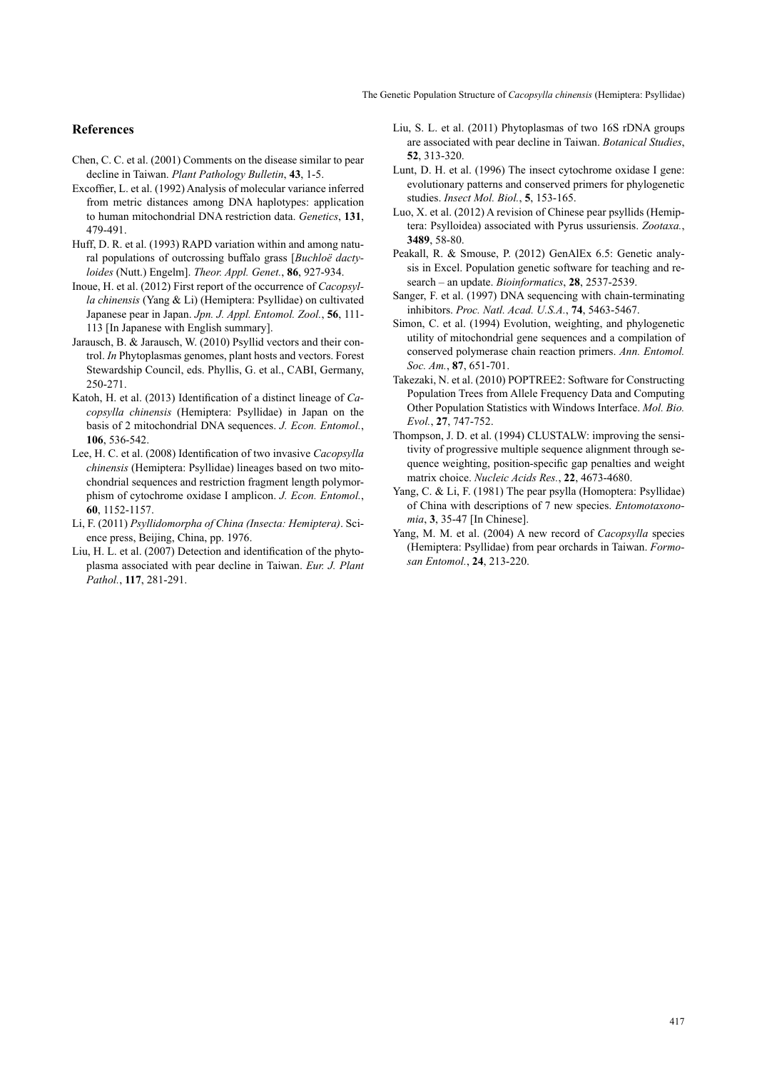## References

Chen, C. C. et al. (2001) Comments on the disease similar to pear decline in Taiwan. *Plant Pathology Bulletin*, **43**, 1-5.

Excoffier, L. et al. (1992) Analysis of molecular variance inferred from metric distances among DNA haplotypes: application to human mitochondrial DNA restriction data. *Genetics*, **131**, 479-491.

Huff, D. R. et al. (1993) RAPD variation within and among natural populations of outcrossing buffalo grass [*Buchloë dactyloides* (Nutt.) Engelm]. *Theor. Appl. Genet.*, **86**, 927-934.

Inoue, H. et al. (2012) First report of the occurrence of *Cacopsylla chinensis* (Yang & Li) (Hemiptera: Psyllidae) on cultivated Japanese pear in Japan. *Jpn. J. Appl. Entomol. Zool.*, **56**, 111-113 [In Japanese with English summary].

Jarausch, B. & Jarausch, W. (2010) Psyllid vectors and their control. *In* Phytoplasmas genomes, plant hosts and vectors. Forest Stewardship Council, eds. Phyllis, G. et al., CABI, Germany, 250-271.

Katoh, H. et al. (2013) Identification of a distinct lineage of *Cacopsylla chinensis* (Hemiptera: Psyllidae) in Japan on the basis of 2 mitochondrial DNA sequences. *J. Econ. Entomol.*, **106**, 536-542.

Lee, H. C. et al. (2008) Identification of two invasive *Cacopsylla chinensis* (Hemiptera: Psyllidae) lineages based on two mitochondrial sequences and restriction fragment length polymorphism of cytochrome oxidase I amplicon. *J. Econ. Entomol.*, **60**, 1152-1157.

Li, F. (2011) *Psyllidomorpha of China (Insecta: Hemiptera)*. Science press, Beijing, China, pp. 1976.

Liu, H. L. et al. (2007) Detection and identification of the phytoplasma associated with pear decline in Taiwan. *Eur. J. Plant Pathol.*, **117**, 281-291.

Liu, S. L. et al. (2011) Phytoplasmas of two 16S rDNA groups are associated with pear decline in Taiwan. *Botanical Studies*, **52**, 313-320.

Lunt, D. H. et al. (1996) The insect cytochrome oxidase I gene: evolutionary patterns and conserved primers for phylogenetic studies. *Insect Mol. Biol.*, **5**, 153-165.

Luo, X. et al. (2012) A revision of Chinese pear psyllids (Hemiptera: Psylloidea) associated with Pyrus ussuriensis. *Zootaxa.*, **3489**, 58-80.

Peakall, R. & Smouse, P. (2012) GenAlEx 6.5: Genetic analysis in Excel. Population genetic software for teaching and research – an update. *Bioinformatics*, **28**, 2537-2539.

Sanger, F. et al. (1997) DNA sequencing with chain-terminating inhibitors. *Proc. Natl. Acad. U.S.A.*, **74**, 5463-5467.

Simon, C. et al. (1994) Evolution, weighting, and phylogenetic utility of mitochondrial gene sequences and a compilation of conserved polymerase chain reaction primers. *Ann. Entomol. Soc. Am.*, **87**, 651-701.

Takezaki, N. et al. (2010) POPTREE2: Software for Constructing Population Trees from Allele Frequency Data and Computing Other Population Statistics with Windows Interface. *Mol. Bio. Evol.*, **27**, 747-752.

Thompson, J. D. et al. (1994) CLUSTALW: improving the sensitivity of progressive multiple sequence alignment through sequence weighting, position-specific gap penalties and weight matrix choice. *Nucleic Acids Res.*, **22**, 4673-4680.

Yang, C. & Li, F. (1981) The pear psylla (Homoptera: Psyllidae) of China with descriptions of 7 new species. *Entomotaxonomia*, **3**, 35-47 [In Chinese].

Yang, M. M. et al. (2004) A new record of *Cacopsylla* species (Hemiptera: Psyllidae) from pear orchards in Taiwan. *Formosan Entomol.*, **24**, 213-220.